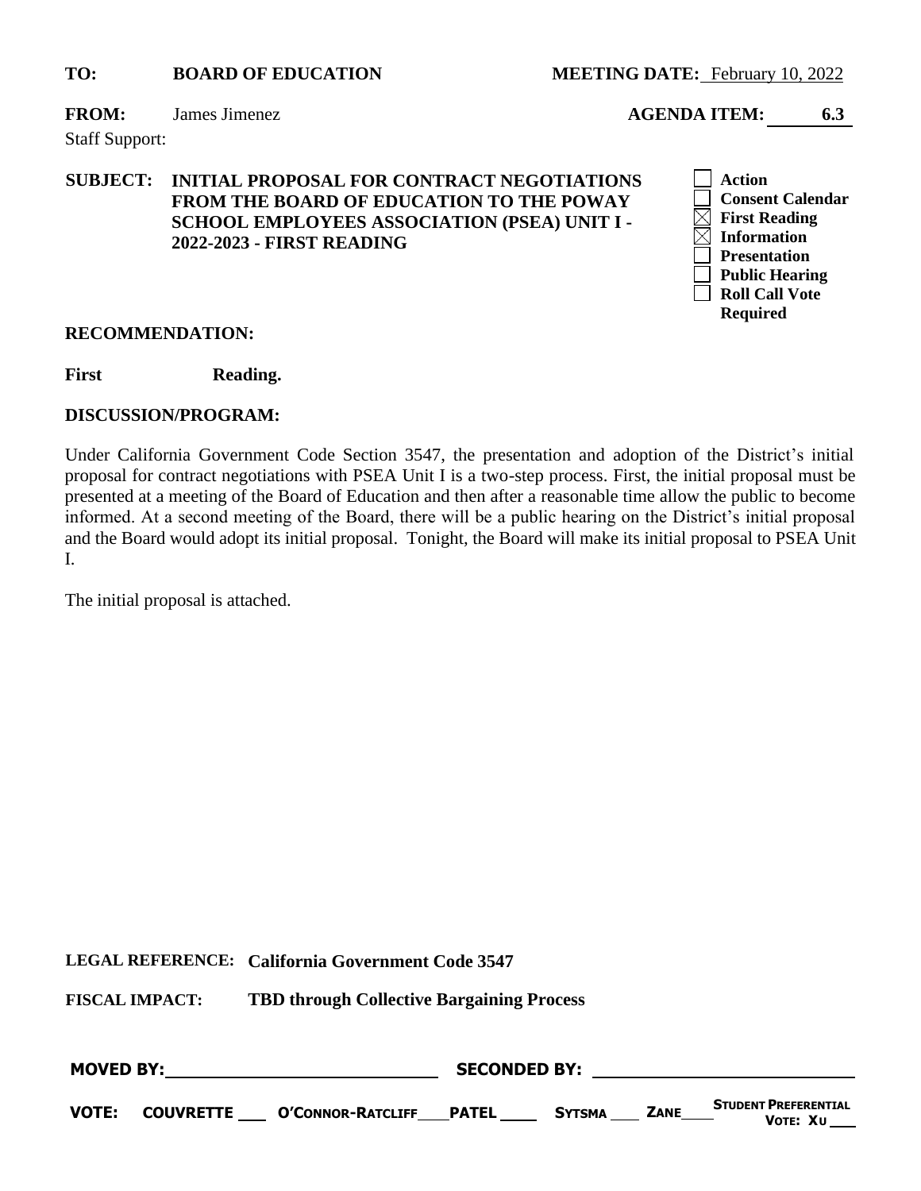**TO:** **BOARD OF EDUCATION** **MEETING DATE:** February 10, 2022

**FROM:** James Jimenez **AGENDA ITEM:** **6.3**

Staff Support:

**SUBJECT: INITIAL PROPOSAL FOR CONTRACT NEGOTIATIONS FROM THE BOARD OF EDUCATION TO THE POWAY SCHOOL EMPLOYEES ASSOCIATION (PSEA) UNIT I - 2022-2023 - FIRST READING**

- [ ] **Action**
- [ ] **Consent Calendar**
- [x] **First Reading**
- [x] **Information**
- [ ] **Presentation**
- [ ] **Public Hearing**
- [ ] **Roll Call Vote Required**

**RECOMMENDATION:**

**First Reading.**

**DISCUSSION/PROGRAM:**

Under California Government Code Section 3547, the presentation and adoption of the District's initial proposal for contract negotiations with PSEA Unit I is a two-step process. First, the initial proposal must be presented at a meeting of the Board of Education and then after a reasonable time allow the public to become informed. At a second meeting of the Board, there will be a public hearing on the District's initial proposal and the Board would adopt its initial proposal. Tonight, the Board will make its initial proposal to PSEA Unit I.

The initial proposal is attached.

**LEGAL REFERENCE:** **California Government Code 3547**

**FISCAL IMPACT:** **TBD through Collective Bargaining Process**

**MOVED BY:** \_\_\_\_\_\_\_\_\_\_ **SECONDED BY:** \_\_\_\_\_\_\_\_\_\_

**VOTE: COUVRETTE** \_\_\_ **O'CONNOR-RATCLIFF** \_\_\_ **PATEL** \_\_\_ **SYTSMA** \_\_\_ **ZANE** \_\_\_ **STUDENT PREFERENTIAL VOTE: XU** \_\_\_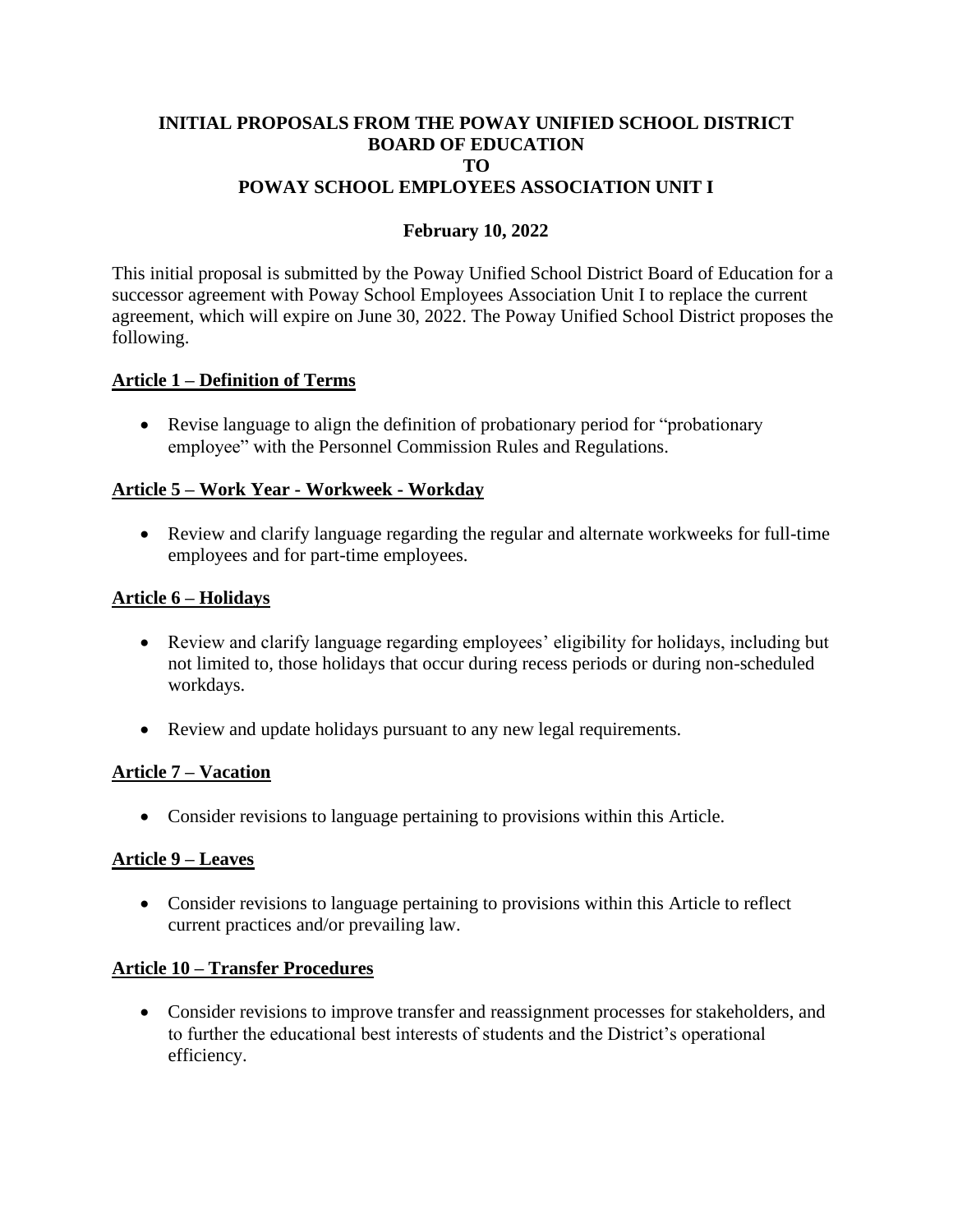**INITIAL PROPOSALS FROM THE POWAY UNIFIED SCHOOL DISTRICT BOARD OF EDUCATION TO POWAY SCHOOL EMPLOYEES ASSOCIATION UNIT I**

**February 10, 2022**

This initial proposal is submitted by the Poway Unified School District Board of Education for a successor agreement with Poway School Employees Association Unit I to replace the current agreement, which will expire on June 30, 2022. The Poway Unified School District proposes the following.

**Article 1 – Definition of Terms**

- Revise language to align the definition of probationary period for "probationary employee" with the Personnel Commission Rules and Regulations.

**Article 5 – Work Year - Workweek - Workday**

- Review and clarify language regarding the regular and alternate workweeks for full-time employees and for part-time employees.

**Article 6 – Holidays**

- Review and clarify language regarding employees' eligibility for holidays, including but not limited to, those holidays that occur during recess periods or during non-scheduled workdays.
- Review and update holidays pursuant to any new legal requirements.

**Article 7 – Vacation**

- Consider revisions to language pertaining to provisions within this Article.

**Article 9 – Leaves**

- Consider revisions to language pertaining to provisions within this Article to reflect current practices and/or prevailing law.

**Article 10 – Transfer Procedures**

- Consider revisions to improve transfer and reassignment processes for stakeholders, and to further the educational best interests of students and the District's operational efficiency.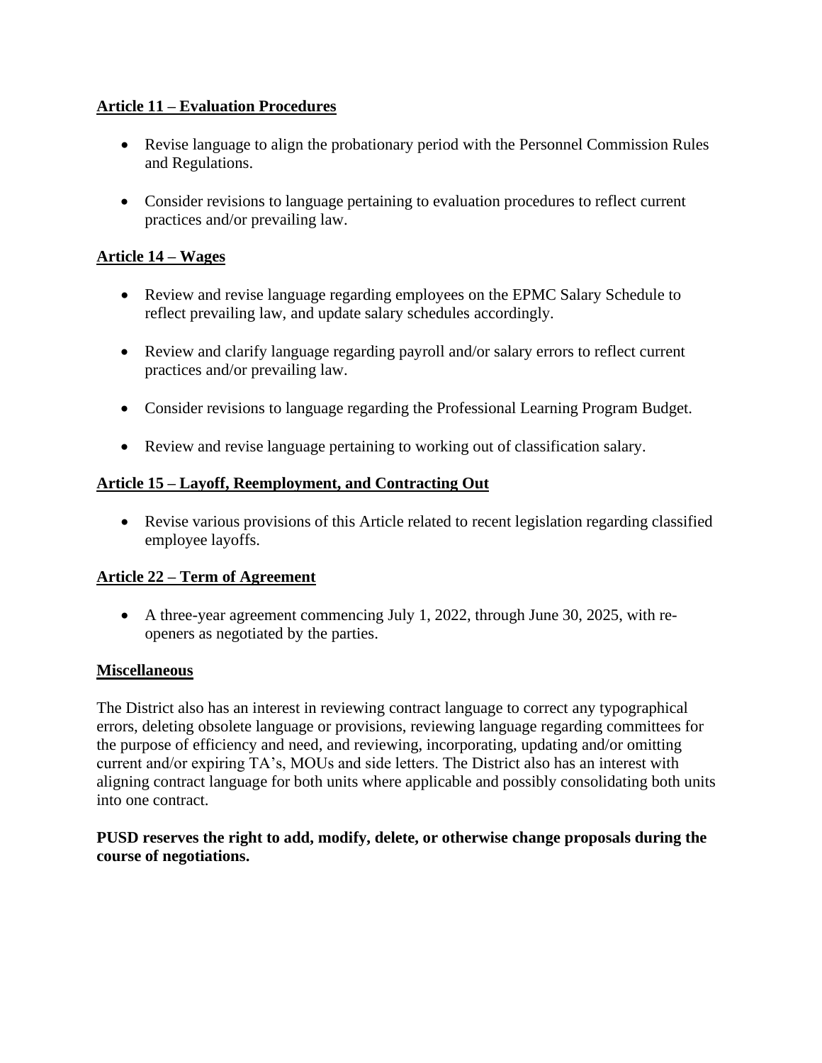**Article 11 – Evaluation Procedures**

- Revise language to align the probationary period with the Personnel Commission Rules and Regulations.
- Consider revisions to language pertaining to evaluation procedures to reflect current practices and/or prevailing law.

**Article 14 – Wages**

- Review and revise language regarding employees on the EPMC Salary Schedule to reflect prevailing law, and update salary schedules accordingly.
- Review and clarify language regarding payroll and/or salary errors to reflect current practices and/or prevailing law.
- Consider revisions to language regarding the Professional Learning Program Budget.
- Review and revise language pertaining to working out of classification salary.

**Article 15 – Layoff, Reemployment, and Contracting Out**

- Revise various provisions of this Article related to recent legislation regarding classified employee layoffs.

**Article 22 – Term of Agreement**

- A three-year agreement commencing July 1, 2022, through June 30, 2025, with re-openers as negotiated by the parties.

**Miscellaneous**

The District also has an interest in reviewing contract language to correct any typographical errors, deleting obsolete language or provisions, reviewing language regarding committees for the purpose of efficiency and need, and reviewing, incorporating, updating and/or omitting current and/or expiring TA's, MOUs and side letters. The District also has an interest with aligning contract language for both units where applicable and possibly consolidating both units into one contract.

**PUSD reserves the right to add, modify, delete, or otherwise change proposals during the course of negotiations.**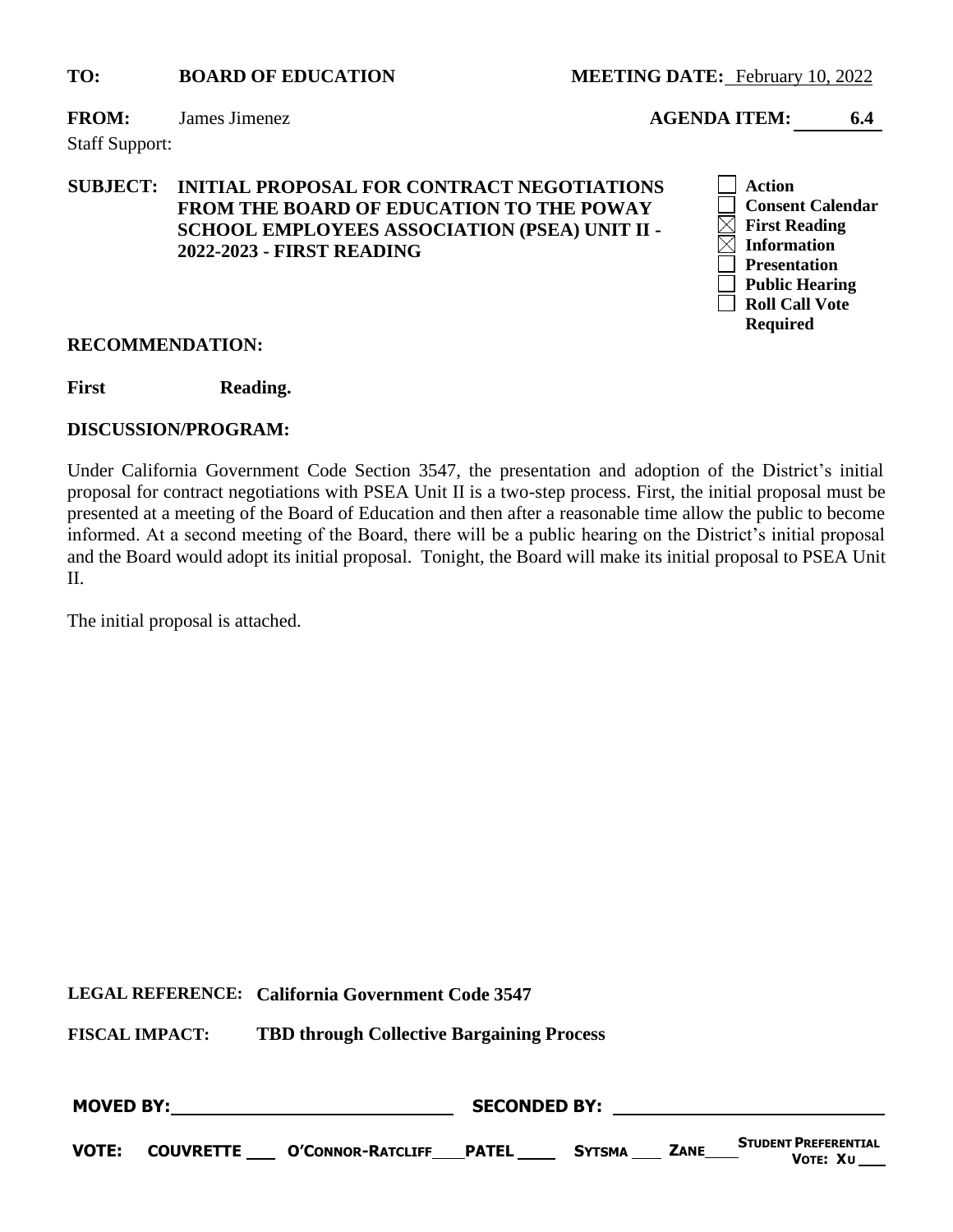**TO:** **BOARD OF EDUCATION** **MEETING DATE:** February 10, 2022

**FROM:** James Jimenez **AGENDA ITEM:** **6.4**

Staff Support:

**SUBJECT: INITIAL PROPOSAL FOR CONTRACT NEGOTIATIONS FROM THE BOARD OF EDUCATION TO THE POWAY SCHOOL EMPLOYEES ASSOCIATION (PSEA) UNIT II - 2022-2023 - FIRST READING**

- ☐ **Action**
- ☐ **Consent Calendar**
- ☒ **First Reading**
- ☒ **Information**
- ☐ **Presentation**
- ☐ **Public Hearing**
- ☐ **Roll Call Vote Required**

**RECOMMENDATION:**

**First Reading.**

**DISCUSSION/PROGRAM:**

Under California Government Code Section 3547, the presentation and adoption of the District's initial proposal for contract negotiations with PSEA Unit II is a two-step process. First, the initial proposal must be presented at a meeting of the Board of Education and then after a reasonable time allow the public to become informed. At a second meeting of the Board, there will be a public hearing on the District's initial proposal and the Board would adopt its initial proposal. Tonight, the Board will make its initial proposal to PSEA Unit II.

The initial proposal is attached.

**LEGAL REFERENCE: California Government Code 3547**

**FISCAL IMPACT: TBD through Collective Bargaining Process**

**MOVED BY:** ____________ **SECONDED BY:** ____________

**VOTE: COUVRETTE** ___ **O'CONNOR-RATCLIFF** ___ **PATEL** ___ **SYTSMA** ___ **ZANE** ___ **STUDENT PREFERENTIAL VOTE: XU** ___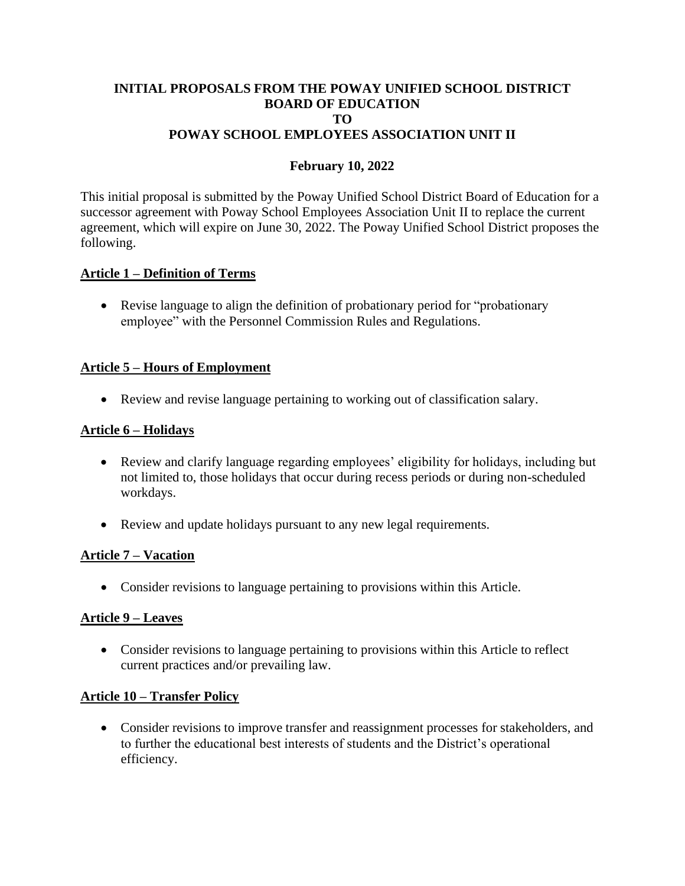**INITIAL PROPOSALS FROM THE POWAY UNIFIED SCHOOL DISTRICT BOARD OF EDUCATION TO POWAY SCHOOL EMPLOYEES ASSOCIATION UNIT II**

**February 10, 2022**

This initial proposal is submitted by the Poway Unified School District Board of Education for a successor agreement with Poway School Employees Association Unit II to replace the current agreement, which will expire on June 30, 2022. The Poway Unified School District proposes the following.

**Article 1 – Definition of Terms**

- Revise language to align the definition of probationary period for "probationary employee" with the Personnel Commission Rules and Regulations.

**Article 5 – Hours of Employment**

- Review and revise language pertaining to working out of classification salary.

**Article 6 – Holidays**

- Review and clarify language regarding employees' eligibility for holidays, including but not limited to, those holidays that occur during recess periods or during non-scheduled workdays.
- Review and update holidays pursuant to any new legal requirements.

**Article 7 – Vacation**

- Consider revisions to language pertaining to provisions within this Article.

**Article 9 – Leaves**

- Consider revisions to language pertaining to provisions within this Article to reflect current practices and/or prevailing law.

**Article 10 – Transfer Policy**

- Consider revisions to improve transfer and reassignment processes for stakeholders, and to further the educational best interests of students and the District's operational efficiency.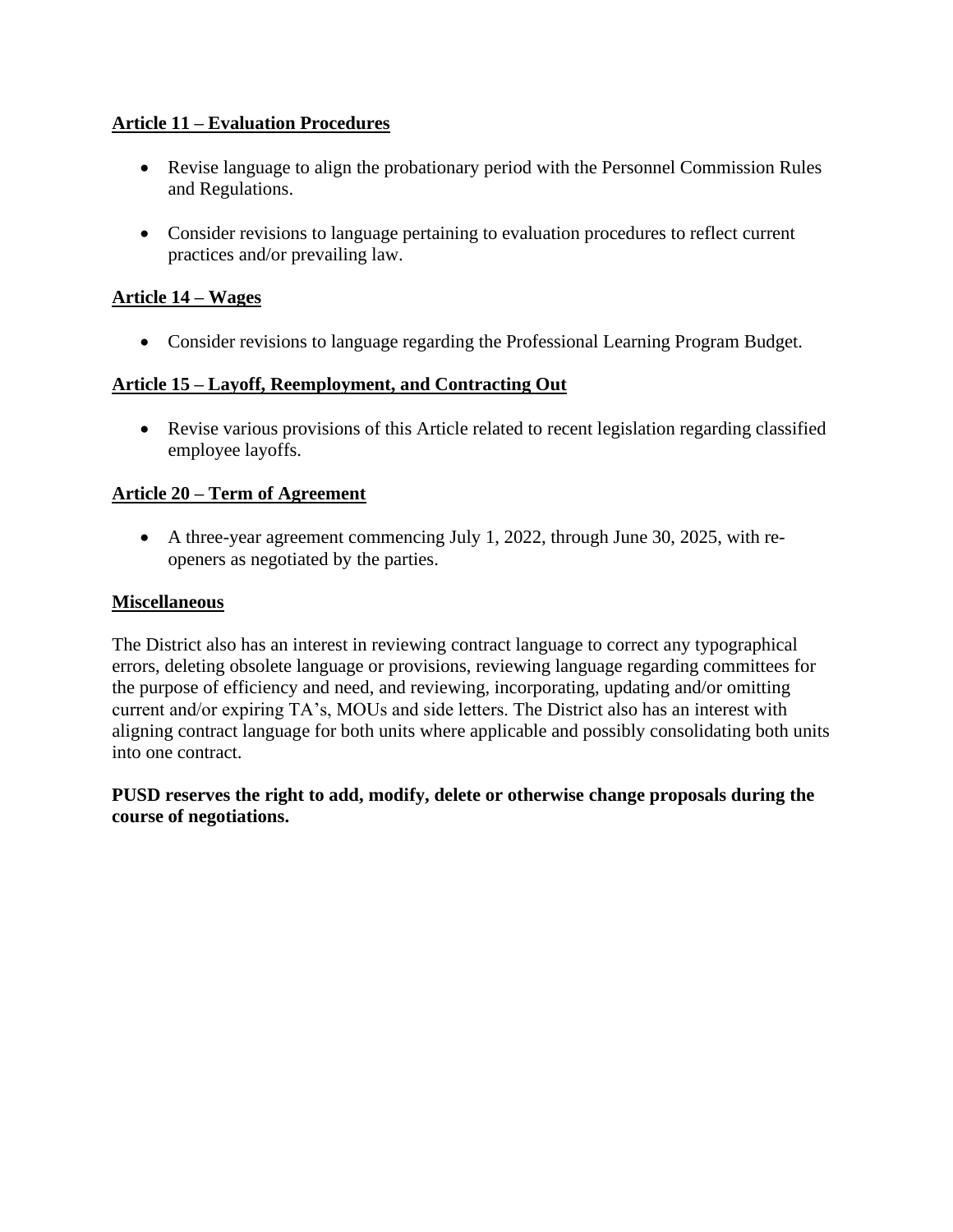**Article 11 – Evaluation Procedures**

- Revise language to align the probationary period with the Personnel Commission Rules and Regulations.

- Consider revisions to language pertaining to evaluation procedures to reflect current practices and/or prevailing law.

**Article 14 – Wages**

- Consider revisions to language regarding the Professional Learning Program Budget.

**Article 15 – Layoff, Reemployment, and Contracting Out**

- Revise various provisions of this Article related to recent legislation regarding classified employee layoffs.

**Article 20 – Term of Agreement**

- A three-year agreement commencing July 1, 2022, through June 30, 2025, with re-openers as negotiated by the parties.

**Miscellaneous**

The District also has an interest in reviewing contract language to correct any typographical errors, deleting obsolete language or provisions, reviewing language regarding committees for the purpose of efficiency and need, and reviewing, incorporating, updating and/or omitting current and/or expiring TA's, MOUs and side letters. The District also has an interest with aligning contract language for both units where applicable and possibly consolidating both units into one contract.

**PUSD reserves the right to add, modify, delete or otherwise change proposals during the course of negotiations.**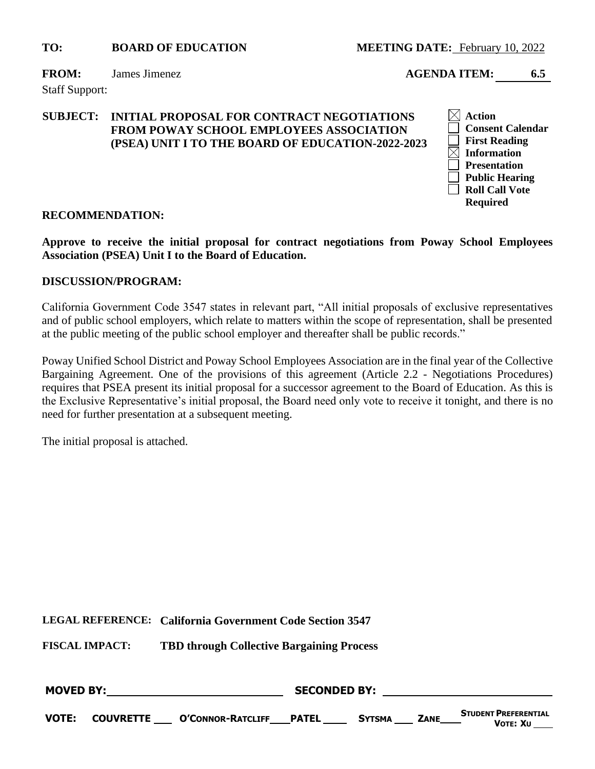**TO:** **BOARD OF EDUCATION** **MEETING DATE:** February 10, 2022

**FROM:** James Jimenez **AGENDA ITEM:** **6.5**

Staff Support:

**SUBJECT:** **INITIAL PROPOSAL FOR CONTRACT NEGOTIATIONS FROM POWAY SCHOOL EMPLOYEES ASSOCIATION (PSEA) UNIT I TO THE BOARD OF EDUCATION-2022-2023**

- ☒ **Action**
- ☐ **Consent Calendar**
- ☐ **First Reading**
- ☒ **Information**
- ☐ **Presentation**
- ☐ **Public Hearing**
- ☐ **Roll Call Vote Required**

## RECOMMENDATION:

**Approve to receive the initial proposal for contract negotiations from Poway School Employees Association (PSEA) Unit I to the Board of Education.**

## DISCUSSION/PROGRAM:

California Government Code 3547 states in relevant part, "All initial proposals of exclusive representatives and of public school employers, which relate to matters within the scope of representation, shall be presented at the public meeting of the public school employer and thereafter shall be public records."

Poway Unified School District and Poway School Employees Association are in the final year of the Collective Bargaining Agreement. One of the provisions of this agreement (Article 2.2 - Negotiations Procedures) requires that PSEA present its initial proposal for a successor agreement to the Board of Education. As this is the Exclusive Representative's initial proposal, the Board need only vote to receive it tonight, and there is no need for further presentation at a subsequent meeting.

The initial proposal is attached.

**LEGAL REFERENCE:** **California Government Code Section 3547**

**FISCAL IMPACT:** **TBD through Collective Bargaining Process**

**MOVED BY:** ____________________ **SECONDED BY:** ____________________

**VOTE:** **COUVRETTE** ___ **O'CONNOR-RATCLIFF** ___ **PATEL** ___ **SYTSMA** ___ **ZANE** ___ **STUDENT PREFERENTIAL VOTE: XU** ___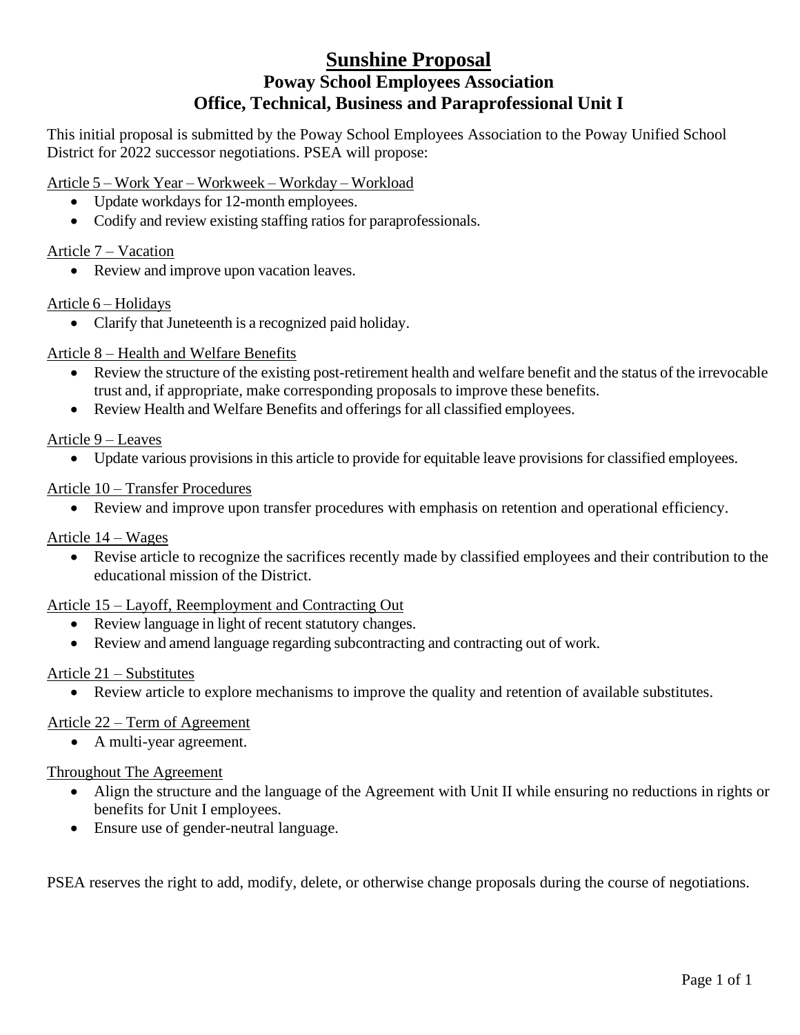# Sunshine Proposal

## Poway School Employees Association

## Office, Technical, Business and Paraprofessional Unit I

This initial proposal is submitted by the Poway School Employees Association to the Poway Unified School District for 2022 successor negotiations. PSEA will propose:

Article 5 – Work Year – Workweek – Workday – Workload

- Update workdays for 12-month employees.
- Codify and review existing staffing ratios for paraprofessionals.

Article 7 – Vacation

- Review and improve upon vacation leaves.

Article 6 – Holidays

- Clarify that Juneteenth is a recognized paid holiday.

Article 8 – Health and Welfare Benefits

- Review the structure of the existing post-retirement health and welfare benefit and the status of the irrevocable trust and, if appropriate, make corresponding proposals to improve these benefits.
- Review Health and Welfare Benefits and offerings for all classified employees.

Article 9 – Leaves

- Update various provisions in this article to provide for equitable leave provisions for classified employees.

Article 10 – Transfer Procedures

- Review and improve upon transfer procedures with emphasis on retention and operational efficiency.

Article 14 – Wages

- Revise article to recognize the sacrifices recently made by classified employees and their contribution to the educational mission of the District.

Article 15 – Layoff, Reemployment and Contracting Out

- Review language in light of recent statutory changes.
- Review and amend language regarding subcontracting and contracting out of work.

Article 21 – Substitutes

- Review article to explore mechanisms to improve the quality and retention of available substitutes.

Article 22 – Term of Agreement

- A multi-year agreement.

Throughout The Agreement

- Align the structure and the language of the Agreement with Unit II while ensuring no reductions in rights or benefits for Unit I employees.
- Ensure use of gender-neutral language.

PSEA reserves the right to add, modify, delete, or otherwise change proposals during the course of negotiations.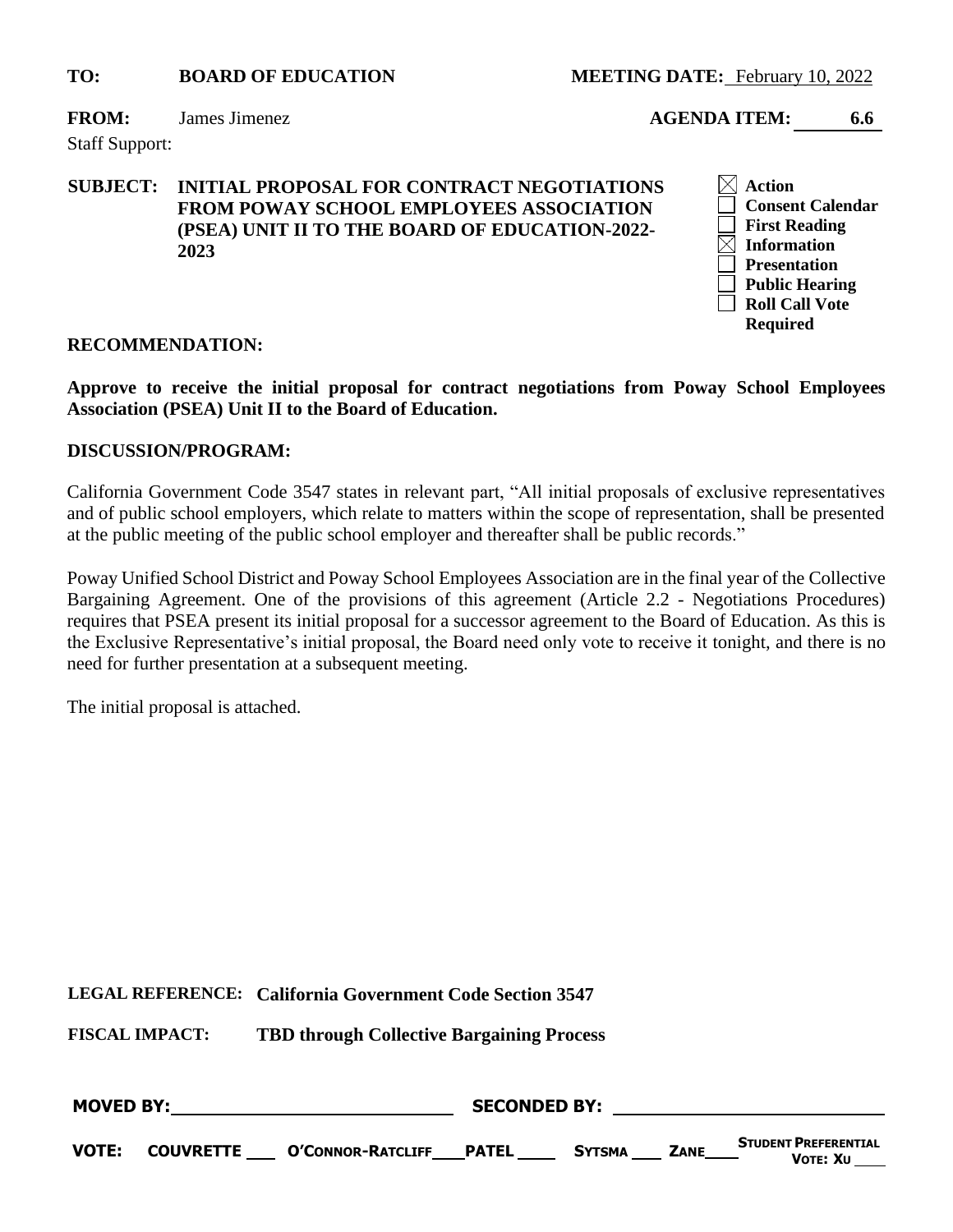**TO:** **BOARD OF EDUCATION** **MEETING DATE:** February 10, 2022

**FROM:** James Jimenez **AGENDA ITEM:** **6.6**

Staff Support:

**SUBJECT:** **INITIAL PROPOSAL FOR CONTRACT NEGOTIATIONS FROM POWAY SCHOOL EMPLOYEES ASSOCIATION (PSEA) UNIT II TO THE BOARD OF EDUCATION-2022-2023**

- ☒ **Action**
- ☐ **Consent Calendar**
- ☐ **First Reading**
- ☒ **Information**
- ☐ **Presentation**
- ☐ **Public Hearing**
- ☐ **Roll Call Vote Required**

**RECOMMENDATION:**

**Approve to receive the initial proposal for contract negotiations from Poway School Employees Association (PSEA) Unit II to the Board of Education.**

**DISCUSSION/PROGRAM:**

California Government Code 3547 states in relevant part, "All initial proposals of exclusive representatives and of public school employers, which relate to matters within the scope of representation, shall be presented at the public meeting of the public school employer and thereafter shall be public records."

Poway Unified School District and Poway School Employees Association are in the final year of the Collective Bargaining Agreement. One of the provisions of this agreement (Article 2.2 - Negotiations Procedures) requires that PSEA present its initial proposal for a successor agreement to the Board of Education. As this is the Exclusive Representative's initial proposal, the Board need only vote to receive it tonight, and there is no need for further presentation at a subsequent meeting.

The initial proposal is attached.

**LEGAL REFERENCE:** **California Government Code Section 3547**

**FISCAL IMPACT:** **TBD through Collective Bargaining Process**

**MOVED BY:** ____________________ **SECONDED BY:** ____________________

**VOTE:** **COUVRETTE** ____ **O'CONNOR-RATCLIFF** ____ **PATEL** ____ **SYTSMA** ____ **ZANE** ____ **STUDENT PREFERENTIAL VOTE: XU** ____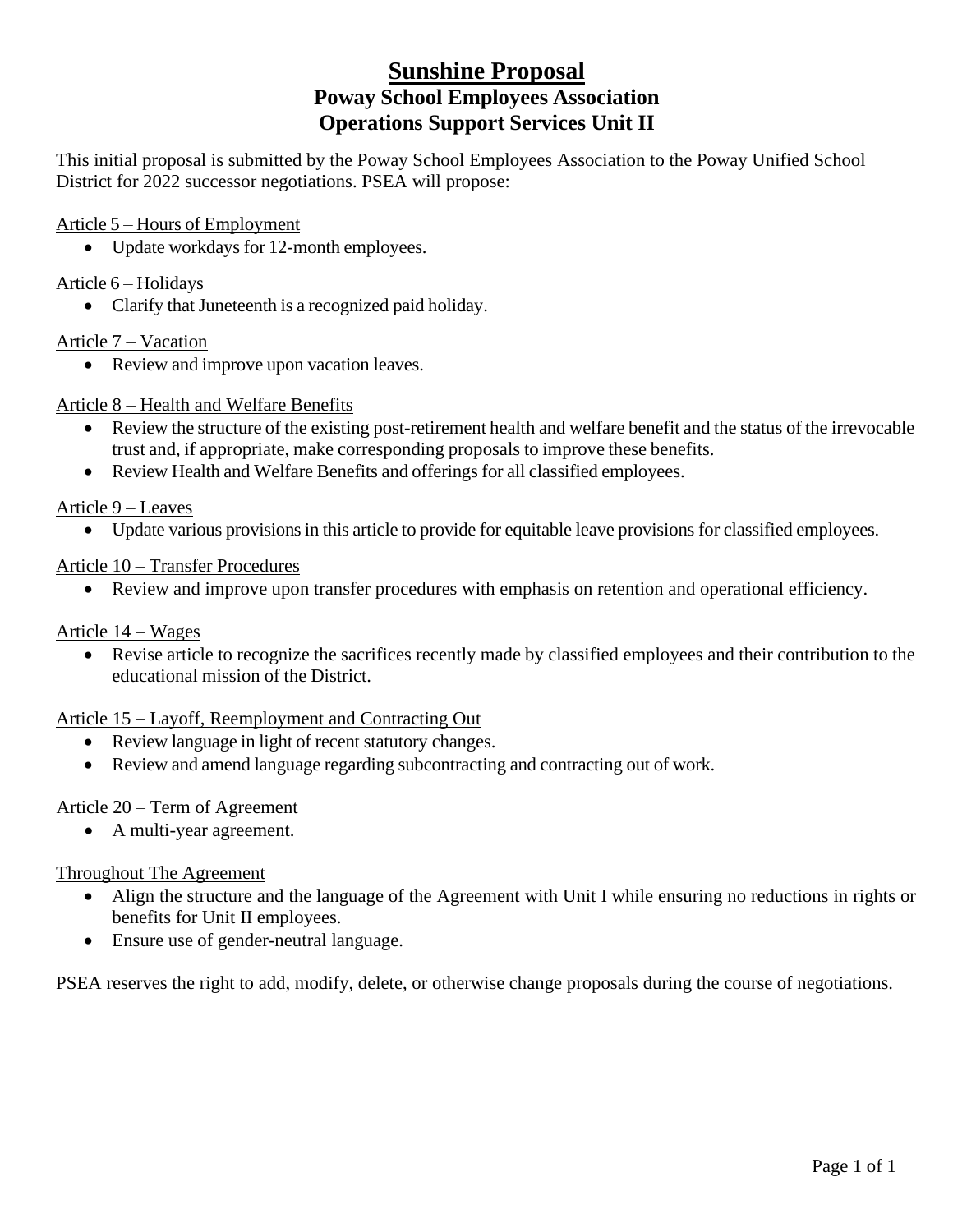# Sunshine Proposal

## Poway School Employees Association

## Operations Support Services Unit II

This initial proposal is submitted by the Poway School Employees Association to the Poway Unified School District for 2022 successor negotiations. PSEA will propose:

Article 5 – Hours of Employment

- Update workdays for 12-month employees.

Article 6 – Holidays

- Clarify that Juneteenth is a recognized paid holiday.

Article 7 – Vacation

- Review and improve upon vacation leaves.

Article 8 – Health and Welfare Benefits

- Review the structure of the existing post-retirement health and welfare benefit and the status of the irrevocable trust and, if appropriate, make corresponding proposals to improve these benefits.
- Review Health and Welfare Benefits and offerings for all classified employees.

Article 9 – Leaves

- Update various provisions in this article to provide for equitable leave provisions for classified employees.

Article 10 – Transfer Procedures

- Review and improve upon transfer procedures with emphasis on retention and operational efficiency.

Article 14 – Wages

- Revise article to recognize the sacrifices recently made by classified employees and their contribution to the educational mission of the District.

Article 15 – Layoff, Reemployment and Contracting Out

- Review language in light of recent statutory changes.
- Review and amend language regarding subcontracting and contracting out of work.

Article 20 – Term of Agreement

- A multi-year agreement.

Throughout The Agreement

- Align the structure and the language of the Agreement with Unit I while ensuring no reductions in rights or benefits for Unit II employees.
- Ensure use of gender-neutral language.

PSEA reserves the right to add, modify, delete, or otherwise change proposals during the course of negotiations.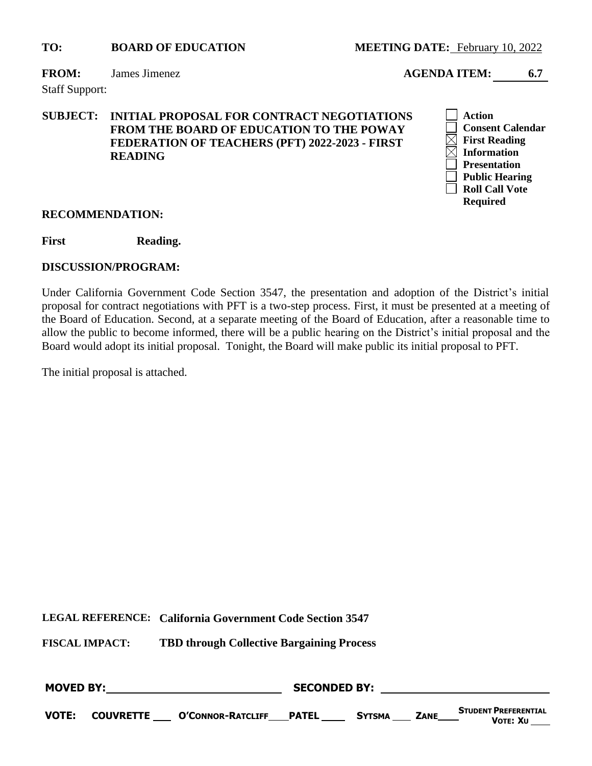**TO:** **BOARD OF EDUCATION** **MEETING DATE:** February 10, 2022

**FROM:** James Jimenez **AGENDA ITEM:** **6.7**

Staff Support:

**SUBJECT: INITIAL PROPOSAL FOR CONTRACT NEGOTIATIONS FROM THE BOARD OF EDUCATION TO THE POWAY FEDERATION OF TEACHERS (PFT) 2022-2023 - FIRST READING**

- [ ] **Action**
- [ ] **Consent Calendar**
- [x] **First Reading**
- [x] **Information**
- [ ] **Presentation**
- [ ] **Public Hearing**
- [ ] **Roll Call Vote Required**

**RECOMMENDATION:**

**First Reading.**

**DISCUSSION/PROGRAM:**

Under California Government Code Section 3547, the presentation and adoption of the District's initial proposal for contract negotiations with PFT is a two-step process. First, it must be presented at a meeting of the Board of Education. Second, at a separate meeting of the Board of Education, after a reasonable time to allow the public to become informed, there will be a public hearing on the District's initial proposal and the Board would adopt its initial proposal. Tonight, the Board will make public its initial proposal to PFT.

The initial proposal is attached.

**LEGAL REFERENCE:** **California Government Code Section 3547**

**FISCAL IMPACT:** **TBD through Collective Bargaining Process**

**MOVED BY:** ______________________ **SECONDED BY:** ______________________

**VOTE:** **COUVRETTE** ___ **O'CONNOR-RATCLIFF** ___ **PATEL** ___ **SYTSMA** ___ **ZANE** ___ **STUDENT PREFERENTIAL VOTE: XU** ___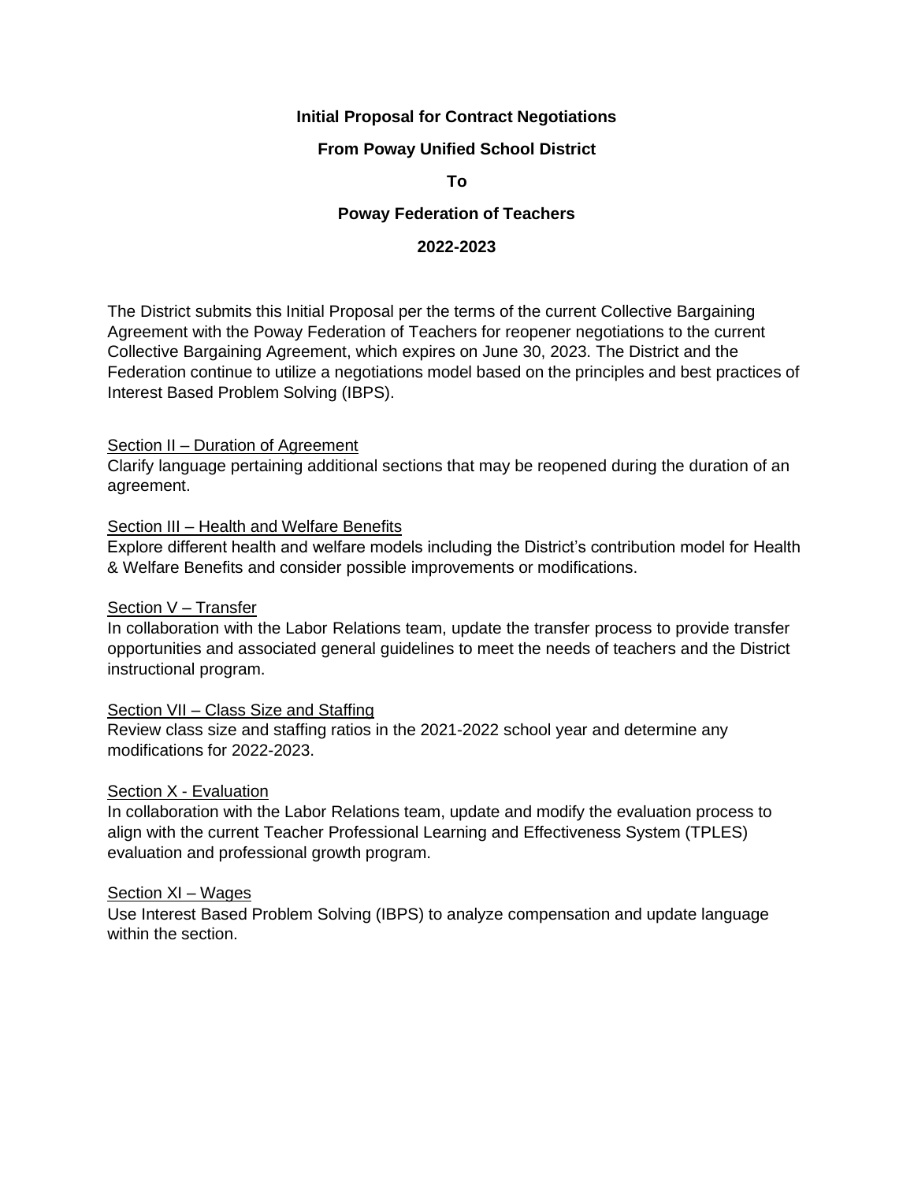**Initial Proposal for Contract Negotiations**

**From Poway Unified School District**

**To**

**Poway Federation of Teachers**

**2022-2023**

The District submits this Initial Proposal per the terms of the current Collective Bargaining Agreement with the Poway Federation of Teachers for reopener negotiations to the current Collective Bargaining Agreement, which expires on June 30, 2023. The District and the Federation continue to utilize a negotiations model based on the principles and best practices of Interest Based Problem Solving (IBPS).

<u>Section II – Duration of Agreement</u>
Clarify language pertaining additional sections that may be reopened during the duration of an agreement.

<u>Section III – Health and Welfare Benefits</u>
Explore different health and welfare models including the District's contribution model for Health & Welfare Benefits and consider possible improvements or modifications.

<u>Section V – Transfer</u>
In collaboration with the Labor Relations team, update the transfer process to provide transfer opportunities and associated general guidelines to meet the needs of teachers and the District instructional program.

<u>Section VII – Class Size and Staffing</u>
Review class size and staffing ratios in the 2021-2022 school year and determine any modifications for 2022-2023.

<u>Section X - Evaluation</u>
In collaboration with the Labor Relations team, update and modify the evaluation process to align with the current Teacher Professional Learning and Effectiveness System (TPLES) evaluation and professional growth program.

<u>Section XI – Wages</u>
Use Interest Based Problem Solving (IBPS) to analyze compensation and update language within the section.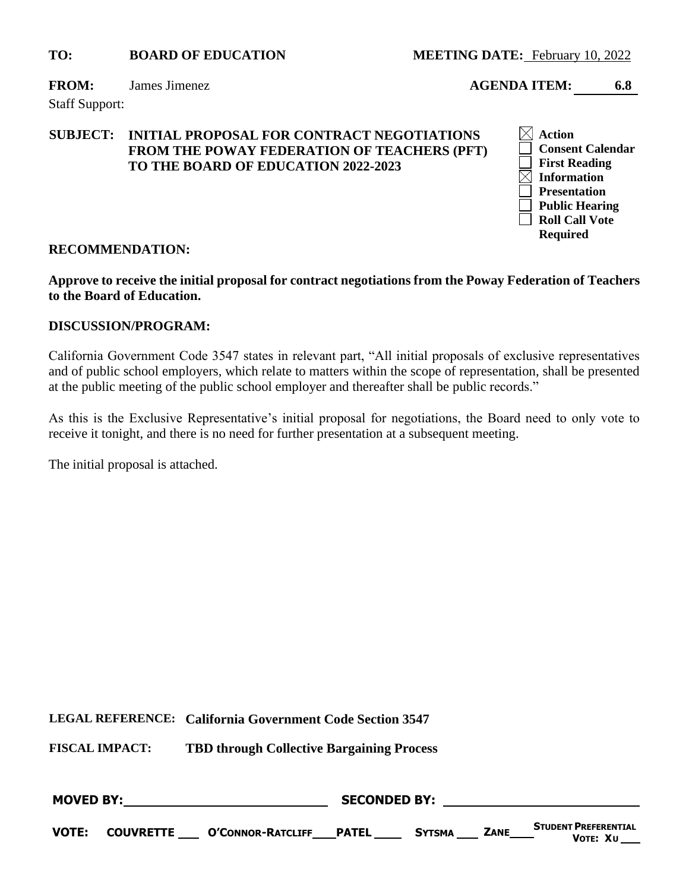**TO:** **BOARD OF EDUCATION** **MEETING DATE:** February 10, 2022

**FROM:** James Jimenez **AGENDA ITEM:** **6.8**

Staff Support:

**SUBJECT: INITIAL PROPOSAL FOR CONTRACT NEGOTIATIONS FROM THE POWAY FEDERATION OF TEACHERS (PFT) TO THE BOARD OF EDUCATION 2022-2023**

- [x] **Action**
- [ ] **Consent Calendar**
- [ ] **First Reading**
- [x] **Information**
- [ ] **Presentation**
- [ ] **Public Hearing**
- [ ] **Roll Call Vote Required**

**RECOMMENDATION:**

**Approve to receive the initial proposal for contract negotiations from the Poway Federation of Teachers to the Board of Education.**

**DISCUSSION/PROGRAM:**

California Government Code 3547 states in relevant part, "All initial proposals of exclusive representatives and of public school employers, which relate to matters within the scope of representation, shall be presented at the public meeting of the public school employer and thereafter shall be public records."

As this is the Exclusive Representative's initial proposal for negotiations, the Board need to only vote to receive it tonight, and there is no need for further presentation at a subsequent meeting.

The initial proposal is attached.

**LEGAL REFERENCE:** **California Government Code Section 3547**

**FISCAL IMPACT:** **TBD through Collective Bargaining Process**

**MOVED BY:** \_\_\_\_\_\_\_\_\_\_ **SECONDED BY:** \_\_\_\_\_\_\_\_\_\_

**VOTE:** **COUVRETTE** \_\_\_ **O'CONNOR-RATCLIFF** \_\_\_ **PATEL** \_\_\_ **SYTSMA** \_\_\_ **ZANE** \_\_\_ **STUDENT PREFERENTIAL VOTE: XU** \_\_\_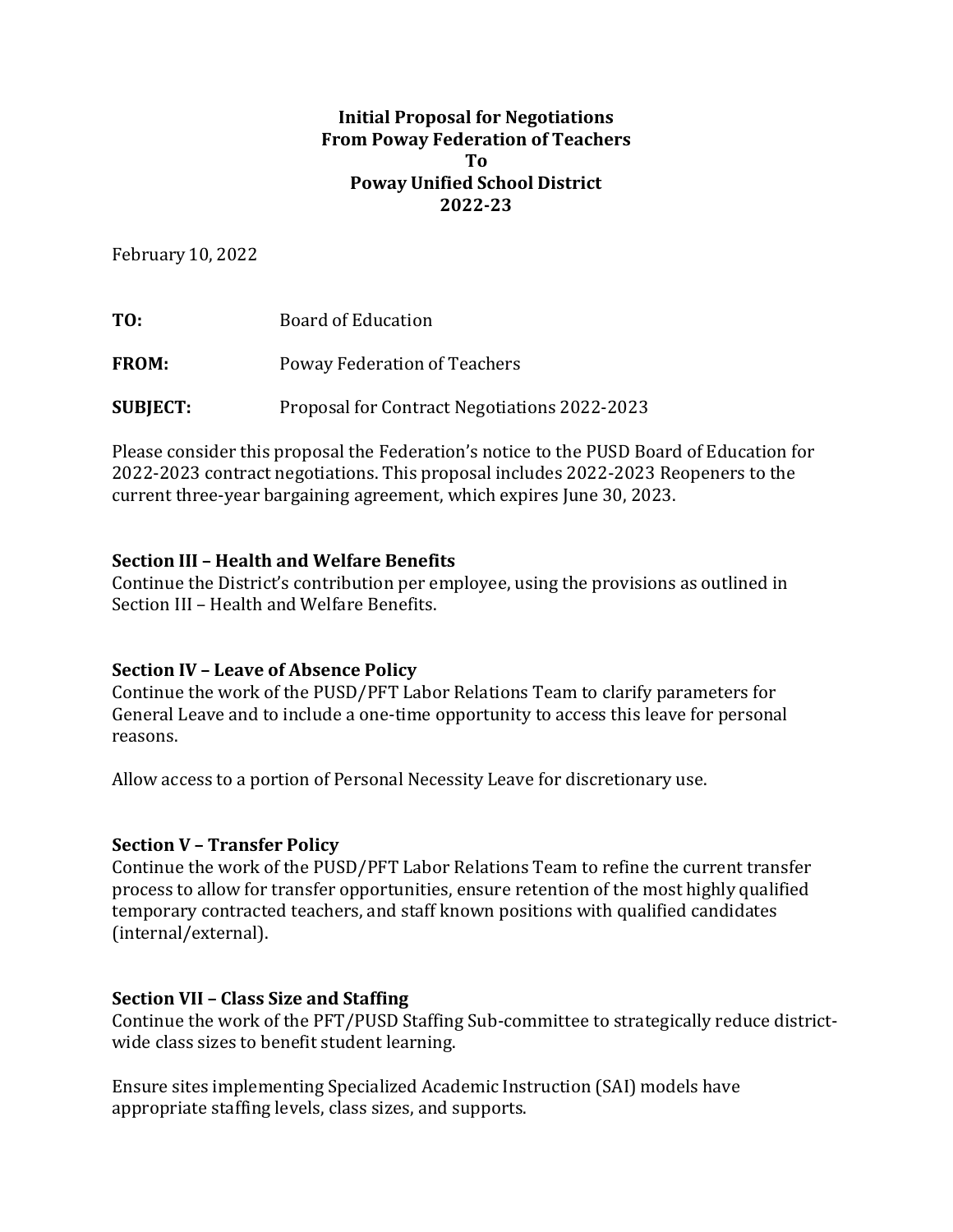**Initial Proposal for Negotiations**
**From Poway Federation of Teachers**
**To**
**Poway Unified School District**
**2022-23**

February 10, 2022

**TO:** Board of Education

**FROM:** Poway Federation of Teachers

**SUBJECT:** Proposal for Contract Negotiations 2022-2023

Please consider this proposal the Federation's notice to the PUSD Board of Education for 2022-2023 contract negotiations. This proposal includes 2022-2023 Reopeners to the current three-year bargaining agreement, which expires June 30, 2023.

### Section III – Health and Welfare Benefits

Continue the District's contribution per employee, using the provisions as outlined in Section III – Health and Welfare Benefits.

### Section IV – Leave of Absence Policy

Continue the work of the PUSD/PFT Labor Relations Team to clarify parameters for General Leave and to include a one-time opportunity to access this leave for personal reasons.

Allow access to a portion of Personal Necessity Leave for discretionary use.

### Section V – Transfer Policy

Continue the work of the PUSD/PFT Labor Relations Team to refine the current transfer process to allow for transfer opportunities, ensure retention of the most highly qualified temporary contracted teachers, and staff known positions with qualified candidates (internal/external).

### Section VII – Class Size and Staffing

Continue the work of the PFT/PUSD Staffing Sub-committee to strategically reduce district-wide class sizes to benefit student learning.

Ensure sites implementing Specialized Academic Instruction (SAI) models have appropriate staffing levels, class sizes, and supports.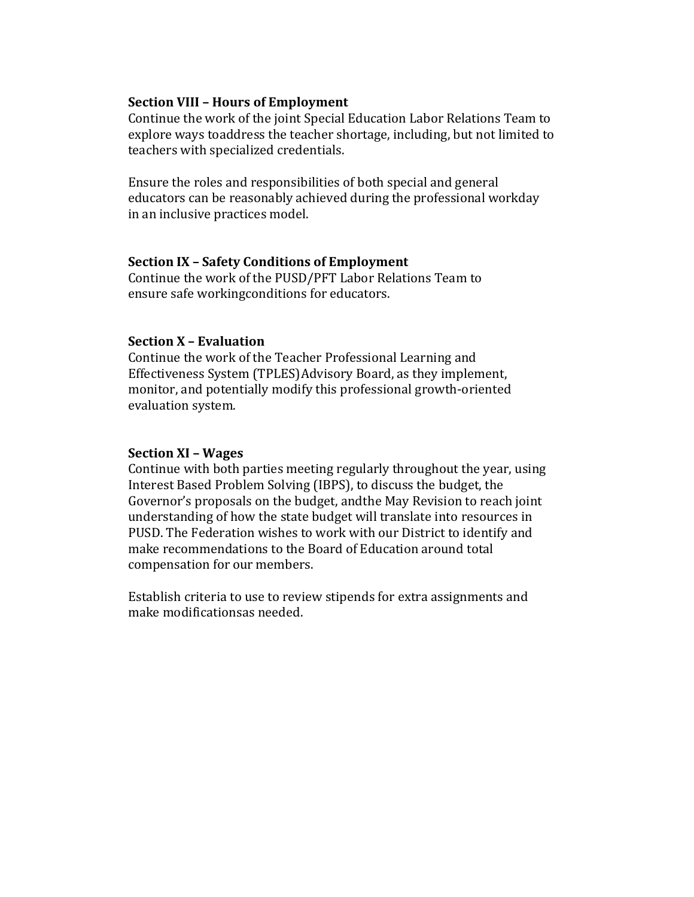**Section VIII – Hours of Employment**
Continue the work of the joint Special Education Labor Relations Team to explore ways toaddress the teacher shortage, including, but not limited to teachers with specialized credentials.

Ensure the roles and responsibilities of both special and general educators can be reasonably achieved during the professional workday in an inclusive practices model.

**Section IX – Safety Conditions of Employment**
Continue the work of the PUSD/PFT Labor Relations Team to ensure safe workingconditions for educators.

**Section X – Evaluation**
Continue the work of the Teacher Professional Learning and Effectiveness System (TPLES)Advisory Board, as they implement, monitor, and potentially modify this professional growth-oriented evaluation system.

**Section XI – Wages**
Continue with both parties meeting regularly throughout the year, using Interest Based Problem Solving (IBPS), to discuss the budget, the Governor's proposals on the budget, andthe May Revision to reach joint understanding of how the state budget will translate into resources in PUSD. The Federation wishes to work with our District to identify and make recommendations to the Board of Education around total compensation for our members.

Establish criteria to use to review stipends for extra assignments and make modificationsas needed.